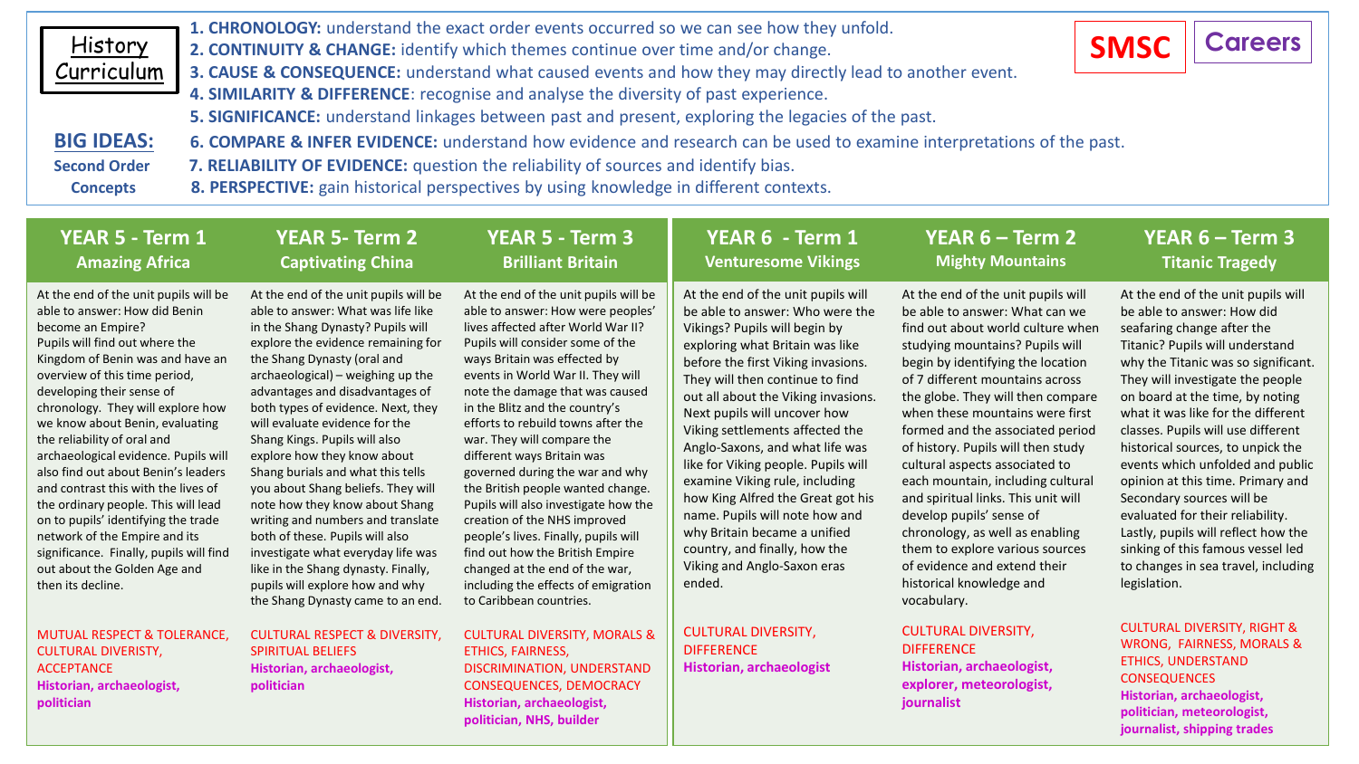# History Curriculum

**BIG IDEAS:**
**Second Order Concepts**

1. **CHRONOLOGY:** understand the exact order events occurred so we can see how they unfold.
2. **CONTINUITY & CHANGE:** identify which themes continue over time and/or change.
3. **CAUSE & CONSEQUENCE:** understand what caused events and how they may directly lead to another event.
4. **SIMILARITY & DIFFERENCE**: recognise and analyse the diversity of past experience.
5. **SIGNIFICANCE:** understand linkages between past and present, exploring the legacies of the past.
6. **COMPARE & INFER EVIDENCE:** understand how evidence and research can be used to examine interpretations of the past.
7. **RELIABILITY OF EVIDENCE:** question the reliability of sources and identify bias.
8. **PERSPECTIVE:** gain historical perspectives by using knowledge in different contexts.

**SMSC** **Careers**

| **YEAR 5 - Term 1** **Amazing Africa** | **YEAR 5- Term 2** **Captivating China** | **YEAR 5 - Term 3** **Brilliant Britain** | **YEAR 6 - Term 1** **Venturesome Vikings** | **YEAR 6 – Term 2** **Mighty Mountains** | **YEAR 6 – Term 3** **Titanic Tragedy** |
|---|---|---|---|---|---|
| At the end of the unit pupils will be able to answer: How did Benin become an Empire? Pupils will find out where the Kingdom of Benin was and have an overview of this time period, developing their sense of chronology. They will explore how we know about Benin, evaluating the reliability of oral and archaeological evidence. Pupils will also find out about Benin's leaders and contrast this with the lives of the ordinary people. This will lead on to pupils' identifying the trade network of the Empire and its significance. Finally, pupils will find out about the Golden Age and then its decline. | At the end of the unit pupils will be able to answer: What was life like in the Shang Dynasty? Pupils will explore the evidence remaining for the Shang Dynasty (oral and archaeological) – weighing up the advantages and disadvantages of both types of evidence. Next, they will evaluate evidence for the Shang Kings. Pupils will also explore how they know about Shang burials and what this tells you about Shang beliefs. They will note how they know about Shang writing and numbers and translate both of these. Pupils will also investigate what everyday life was like in the Shang dynasty. Finally, pupils will explore how and why the Shang Dynasty came to an end. | At the end of the unit pupils will be able to answer: How were peoples' lives affected after World War II? Pupils will consider some of the ways Britain was effected by events in World War II. They will note the damage that was caused in the Blitz and the country's efforts to rebuild towns after the war. They will compare the different ways Britain was governed during the war and why the British people wanted change. Pupils will also investigate how the creation of the NHS improved people's lives. Finally, pupils will find out how the British Empire changed at the end of the war, including the effects of emigration to Caribbean countries. | At the end of the unit pupils will be able to answer: Who were the Vikings? Pupils will begin by exploring what Britain was like before the first Viking invasions. They will then continue to find out all about the Viking invasions. Next pupils will uncover how Viking settlements affected the Anglo-Saxons, and what life was like for Viking people. Pupils will examine Viking rule, including how King Alfred the Great got his name. Pupils will note how and why Britain became a unified country, and finally, how the Viking and Anglo-Saxon eras ended. | At the end of the unit pupils will be able to answer: What can we find out about world culture when studying mountains? Pupils will begin by identifying the location of 7 different mountains across the globe. They will then compare when these mountains were first formed and the associated period of history. Pupils will then study cultural aspects associated to each mountain, including cultural and spiritual links. This unit will develop pupils' sense of chronology, as well as enabling them to explore various sources of evidence and extend their historical knowledge and vocabulary. | At the end of the unit pupils will be able to answer: How did seafaring change after the Titanic? Pupils will understand why the Titanic was so significant. They will investigate the people on board at the time, by noting what it was like for the different classes. Pupils will use different historical sources, to unpick the events which unfolded and public opinion at this time. Primary and Secondary sources will be evaluated for their reliability. Lastly, pupils will reflect how the sinking of this famous vessel led to changes in sea travel, including legislation. |
| MUTUAL RESPECT & TOLERANCE, CULTURAL DIVERSITY, ACCEPTANCE **Historian, archaeologist, politician** | CULTURAL RESPECT & DIVERSITY, SPIRITUAL BELIEFS **Historian, archaeologist, politician** | CULTURAL DIVERSITY, MORALS & ETHICS, FAIRNESS, DISCRIMINATION, UNDERSTAND CONSEQUENCES, DEMOCRACY **Historian, archaeologist, politician, NHS, builder** | CULTURAL DIVERSITY, DIFFERENCE **Historian, archaeologist** | CULTURAL DIVERSITY, DIFFERENCE **Historian, archaeologist, explorer, meteorologist, journalist** | CULTURAL DIVERSITY, RIGHT & WRONG, FAIRNESS, MORALS & ETHICS, UNDERSTAND CONSEQUENCES **Historian, archaeologist, politician, meteorologist, journalist, shipping trades** |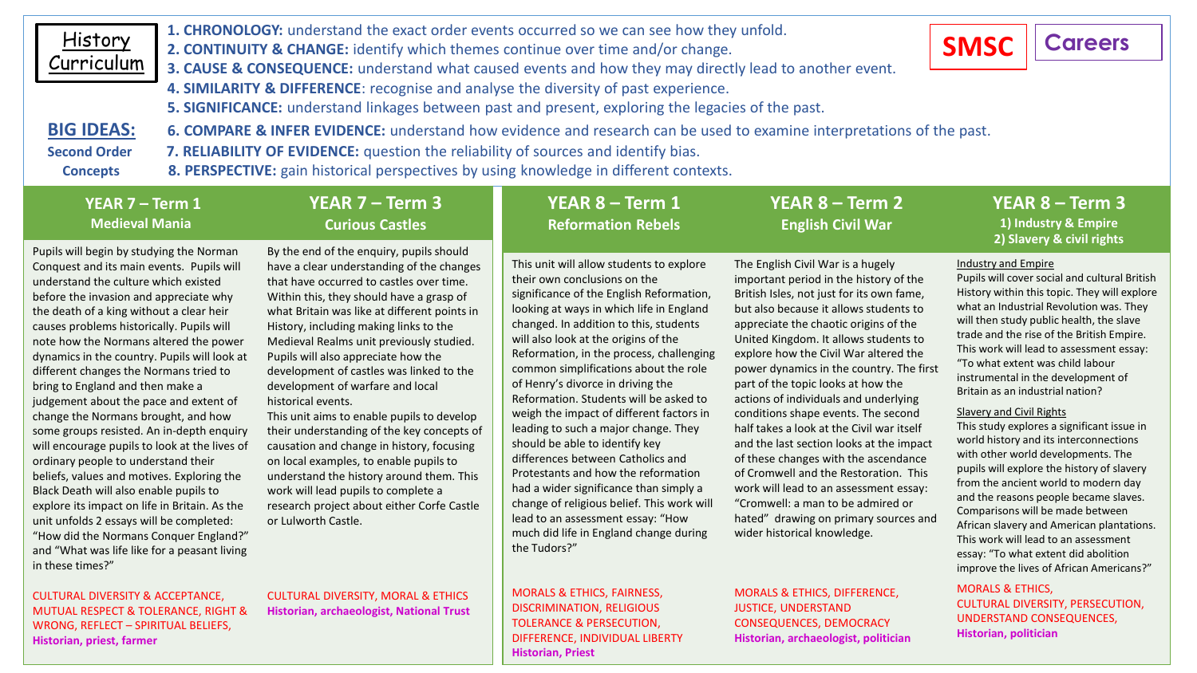# History Curriculum

**SMSC** | **Careers**

**BIG IDEAS: Second Order Concepts**

1. **CHRONOLOGY:** understand the exact order events occurred so we can see how they unfold.
2. **CONTINUITY & CHANGE:** identify which themes continue over time and/or change.
3. **CAUSE & CONSEQUENCE:** understand what caused events and how they may directly lead to another event.
4. **SIMILARITY & DIFFERENCE**: recognise and analyse the diversity of past experience.
5. **SIGNIFICANCE:** understand linkages between past and present, exploring the legacies of the past.
6. **COMPARE & INFER EVIDENCE:** understand how evidence and research can be used to examine interpretations of the past.
7. **RELIABILITY OF EVIDENCE:** question the reliability of sources and identify bias.
8. **PERSPECTIVE:** gain historical perspectives by using knowledge in different contexts.

## YEAR 7 – Term 1: Medieval Mania

Pupils will begin by studying the Norman Conquest and its main events. Pupils will understand the culture which existed before the invasion and appreciate why the death of a king without a clear heir causes problems historically. Pupils will note how the Normans altered the power dynamics in the country. Pupils will look at different changes the Normans tried to bring to England and then make a judgement about the pace and extent of change the Normans brought, and how some groups resisted. An in-depth enquiry will encourage pupils to look at the lives of ordinary people to understand their beliefs, values and motives. Exploring the Black Death will also enable pupils to explore its impact on life in Britain. As the unit unfolds 2 essays will be completed: "How did the Normans Conquer England?" and "What was life like for a peasant living in these times?"

CULTURAL DIVERSITY & ACCEPTANCE, MUTUAL RESPECT & TOLERANCE, RIGHT & WRONG, REFLECT – SPIRITUAL BELIEFS,
**Historian, priest, farmer**

## YEAR 7 – Term 3: Curious Castles

By the end of the enquiry, pupils should have a clear understanding of the changes that have occurred to castles over time. Within this, they should have a grasp of what Britain was like at different points in History, including making links to the Medieval Realms unit previously studied. Pupils will also appreciate how the development of castles was linked to the development of warfare and local historical events.
This unit aims to enable pupils to develop their understanding of the key concepts of causation and change in history, focusing on local examples, to enable pupils to understand the history around them. This work will lead pupils to complete a research project about either Corfe Castle or Lulworth Castle.

CULTURAL DIVERSITY, MORAL & ETHICS
**Historian, archaeologist, National Trust**

## YEAR 8 – Term 1: Reformation Rebels

This unit will allow students to explore their own conclusions on the significance of the English Reformation, looking at ways in which life in England changed. In addition to this, students will also look at the origins of the Reformation, in the process, challenging common simplifications about the role of Henry's divorce in driving the Reformation. Students will be asked to weigh the impact of different factors in leading to such a major change. They should be able to identify key differences between Catholics and Protestants and how the reformation had a wider significance than simply a change of religious belief. This work will lead to an assessment essay: "How much did life in England change during the Tudors?"

MORALS & ETHICS, FAIRNESS, DISCRIMINATION, RELIGIOUS TOLERANCE & PERSECUTION, DIFFERENCE, INDIVIDUAL LIBERTY
**Historian, Priest**

## YEAR 8 – Term 2: English Civil War

The English Civil War is a hugely important period in the history of the British Isles, not just for its own fame, but also because it allows students to appreciate the chaotic origins of the United Kingdom. It allows students to explore how the Civil War altered the power dynamics in the country. The first part of the topic looks at how the actions of individuals and underlying conditions shape events. The second half takes a look at the Civil war itself and the last section looks at the impact of these changes with the ascendance of Cromwell and the Restoration. This work will lead to an assessment essay: "Cromwell: a man to be admired or hated" drawing on primary sources and wider historical knowledge.

MORALS & ETHICS, DIFFERENCE, JUSTICE, UNDERSTAND CONSEQUENCES, DEMOCRACY
**Historian, archaeologist, politician**

## YEAR 8 – Term 3: 1) Industry & Empire 2) Slavery & civil rights

Industry and Empire

Pupils will cover social and cultural British History within this topic. They will explore what an Industrial Revolution was. They will then study public health, the slave trade and the rise of the British Empire. This work will lead to assessment essay: "To what extent was child labour instrumental in the development of Britain as an industrial nation?

Slavery and Civil Rights

This study explores a significant issue in world history and its interconnections with other world developments. The pupils will explore the history of slavery from the ancient world to modern day and the reasons people became slaves. Comparisons will be made between African slavery and American plantations. This work will lead to an assessment essay: "To what extent did abolition improve the lives of African Americans?"

MORALS & ETHICS, CULTURAL DIVERSITY, PERSECUTION, UNDERSTAND CONSEQUENCES,
**Historian, politician**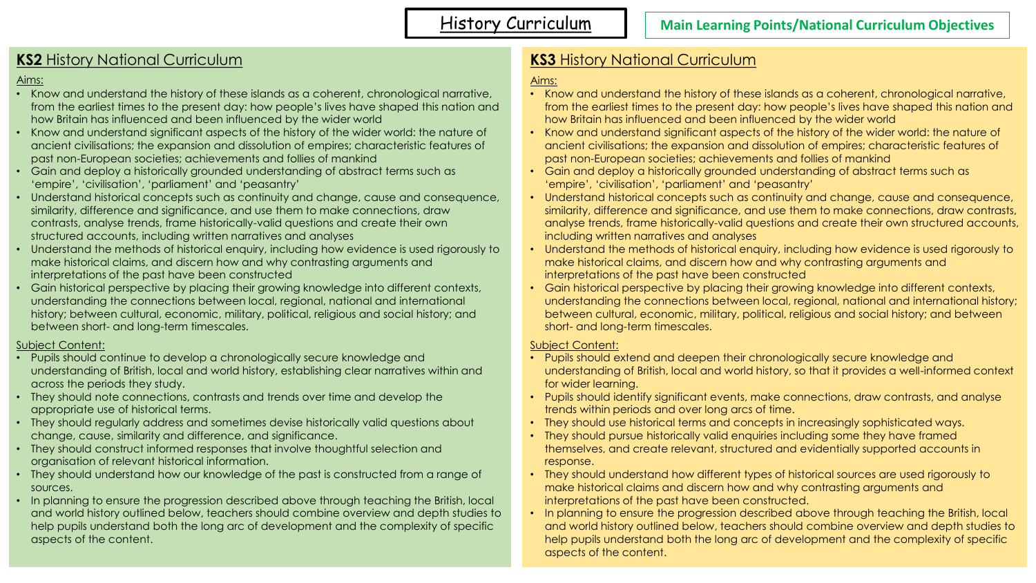# History Curriculum

**Main Learning Points/National Curriculum Objectives**

## **KS2** History National Curriculum

Aims:

- Know and understand the history of these islands as a coherent, chronological narrative, from the earliest times to the present day: how people's lives have shaped this nation and how Britain has influenced and been influenced by the wider world
- Know and understand significant aspects of the history of the wider world: the nature of ancient civilisations; the expansion and dissolution of empires; characteristic features of past non-European societies; achievements and follies of mankind
- Gain and deploy a historically grounded understanding of abstract terms such as 'empire', 'civilisation', 'parliament' and 'peasantry'
- Understand historical concepts such as continuity and change, cause and consequence, similarity, difference and significance, and use them to make connections, draw contrasts, analyse trends, frame historically-valid questions and create their own structured accounts, including written narratives and analyses
- Understand the methods of historical enquiry, including how evidence is used rigorously to make historical claims, and discern how and why contrasting arguments and interpretations of the past have been constructed
- Gain historical perspective by placing their growing knowledge into different contexts, understanding the connections between local, regional, national and international history; between cultural, economic, military, political, religious and social history; and between short- and long-term timescales.

Subject Content:

- Pupils should continue to develop a chronologically secure knowledge and understanding of British, local and world history, establishing clear narratives within and across the periods they study.
- They should note connections, contrasts and trends over time and develop the appropriate use of historical terms.
- They should regularly address and sometimes devise historically valid questions about change, cause, similarity and difference, and significance.
- They should construct informed responses that involve thoughtful selection and organisation of relevant historical information.
- They should understand how our knowledge of the past is constructed from a range of sources.
- In planning to ensure the progression described above through teaching the British, local and world history outlined below, teachers should combine overview and depth studies to help pupils understand both the long arc of development and the complexity of specific aspects of the content.

## **KS3** History National Curriculum

Aims:

- Know and understand the history of these islands as a coherent, chronological narrative, from the earliest times to the present day: how people's lives have shaped this nation and how Britain has influenced and been influenced by the wider world
- Know and understand significant aspects of the history of the wider world: the nature of ancient civilisations; the expansion and dissolution of empires; characteristic features of past non-European societies; achievements and follies of mankind
- Gain and deploy a historically grounded understanding of abstract terms such as 'empire', 'civilisation', 'parliament' and 'peasantry'
- Understand historical concepts such as continuity and change, cause and consequence, similarity, difference and significance, and use them to make connections, draw contrasts, analyse trends, frame historically-valid questions and create their own structured accounts, including written narratives and analyses
- Understand the methods of historical enquiry, including how evidence is used rigorously to make historical claims, and discern how and why contrasting arguments and interpretations of the past have been constructed
- Gain historical perspective by placing their growing knowledge into different contexts, understanding the connections between local, regional, national and international history; between cultural, economic, military, political, religious and social history; and between short- and long-term timescales.

Subject Content:

- Pupils should extend and deepen their chronologically secure knowledge and understanding of British, local and world history, so that it provides a well-informed context for wider learning.
- Pupils should identify significant events, make connections, draw contrasts, and analyse trends within periods and over long arcs of time.
- They should use historical terms and concepts in increasingly sophisticated ways.
- They should pursue historically valid enquiries including some they have framed themselves, and create relevant, structured and evidentially supported accounts in response.
- They should understand how different types of historical sources are used rigorously to make historical claims and discern how and why contrasting arguments and interpretations of the past have been constructed.
- In planning to ensure the progression described above through teaching the British, local and world history outlined below, teachers should combine overview and depth studies to help pupils understand both the long arc of development and the complexity of specific aspects of the content.